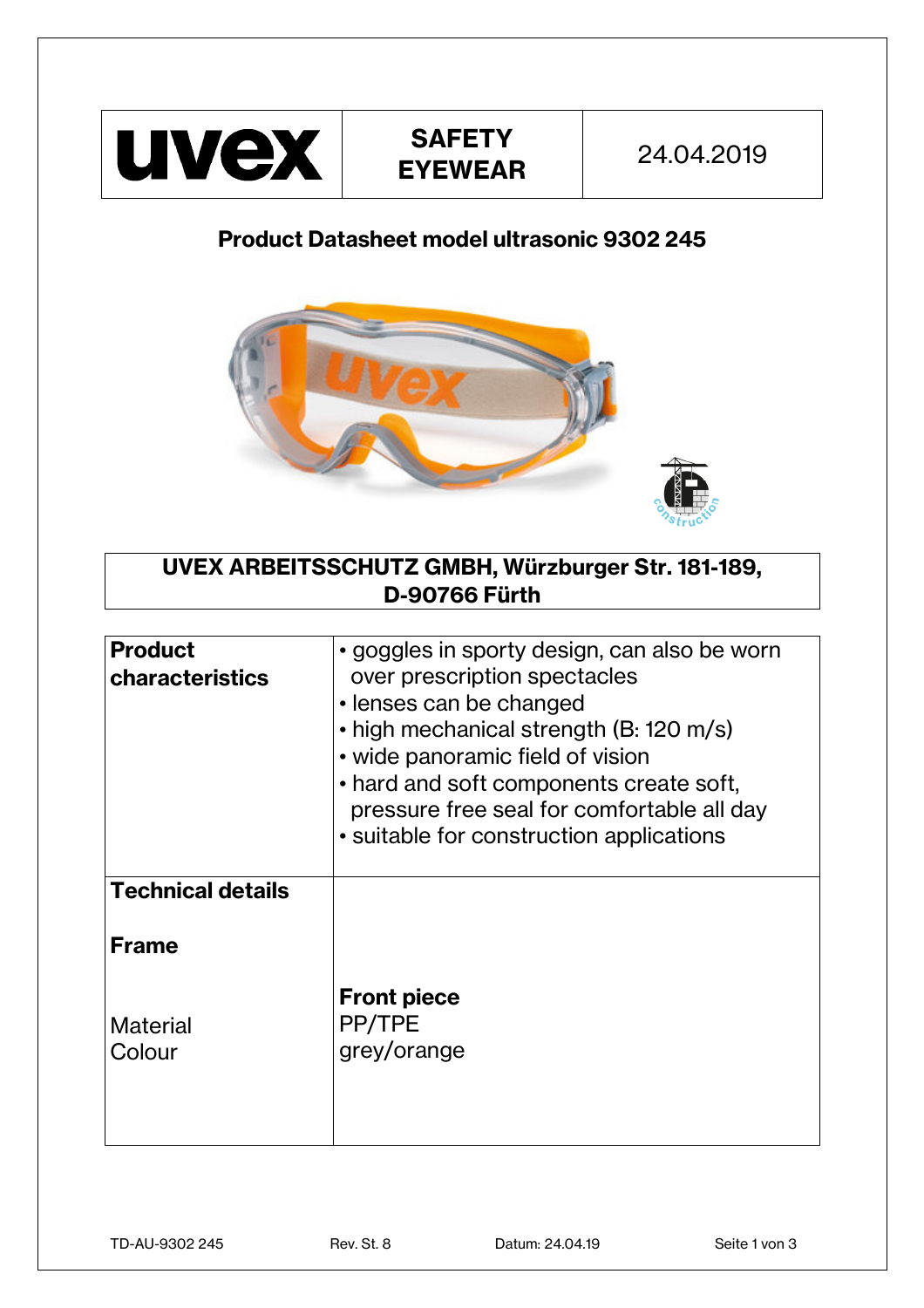| uvex | SAFETY EYEWEAR | 24.04.2019 |
|---|---|---|

## Product Datasheet model ultrasonic 9302 245

**UVEX ARBEITSSCHUTZ GMBH, Würzburger Str. 181-189, D-90766 Fürth**

| | |
|---|---|
| **Product characteristics** | • goggles in sporty design, can also be worn over prescription spectacles<br>• lenses can be changed<br>• high mechanical strength (B: 120 m/s)<br>• wide panoramic field of vision<br>• hard and soft components create soft, pressure free seal for comfortable all day<br>• suitable for construction applications |
| **Technical details** | |
| **Frame** | |
| | **Front piece** |
| Material | PP/TPE |
| Colour | grey/orange |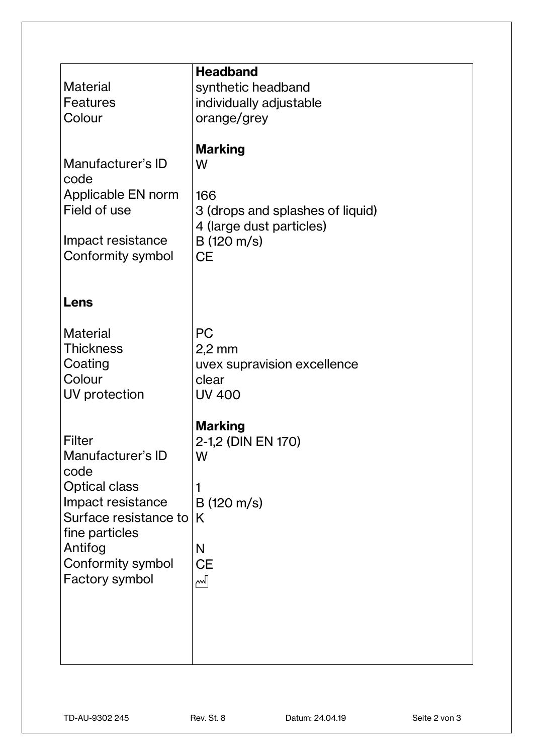| | **Headband** |
|---|---|
| Material | synthetic headband |
| Features | individually adjustable |
| Colour | orange/grey |
| | |
| | **Marking** |
| Manufacturer's ID code | W |
| Applicable EN norm | 166 |
| Field of use | 3 (drops and splashes of liquid)<br>4 (large dust particles) |
| Impact resistance | B (120 m/s) |
| Conformity symbol | CE |
| | |
| **Lens** | |
| | |
| Material | PC |
| Thickness | 2,2 mm |
| Coating | uvex supravision excellence |
| Colour | clear |
| UV protection | UV 400 |
| | |
| | **Marking** |
| Filter | 2-1,2 (DIN EN 170) |
| Manufacturer's ID code | W |
| Optical class | 1 |
| Impact resistance | B (120 m/s) |
| Surface resistance to fine particles | K |
| Antifog | N |
| Conformity symbol | CE |
| Factory symbol | ⏍ |

TD-AU-9302 245 Rev. St. 8 Datum: 24.04.19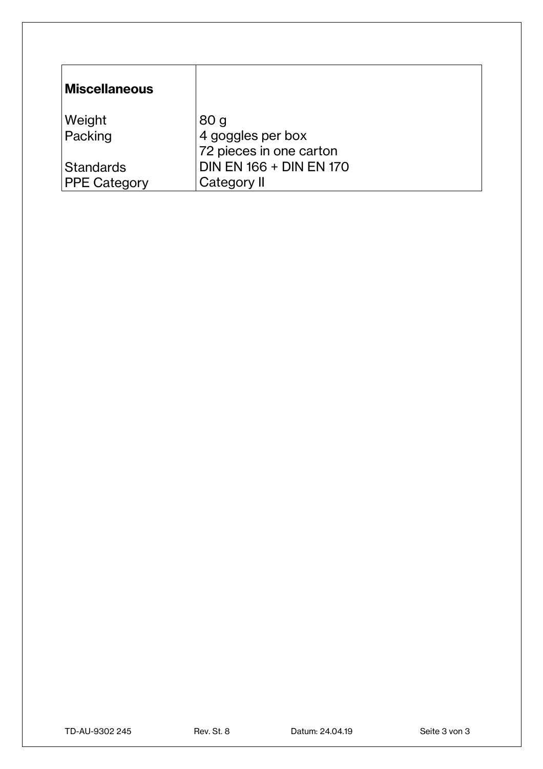| **Miscellaneous** | |
|---|---|
| Weight | 80 g |
| Packing | 4 goggles per box<br>72 pieces in one carton |
| Standards | DIN EN 166 + DIN EN 170 |
| PPE Category | Category II |